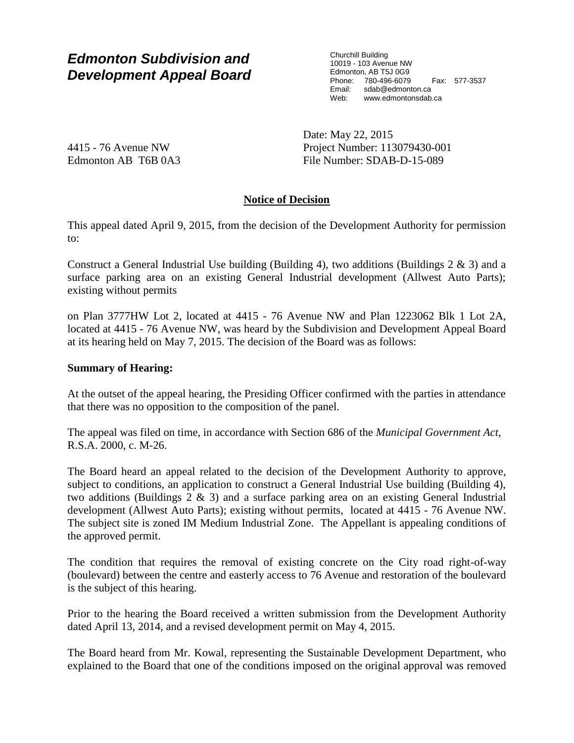# *Edmonton Subdivision and Development Appeal Board*

Churchill Building
10019 - 103 Avenue NW
Edmonton, AB T5J 0G9
Phone: 780-496-6079 Fax: 577-3537
Email: sdab@edmonton.ca
Web: www.edmontonsdab.ca

4415 - 76 Avenue NW
Edmonton AB T6B 0A3

Date: May 22, 2015
Project Number: 113079430-001
File Number: SDAB-D-15-089

**Notice of Decision**

This appeal dated April 9, 2015, from the decision of the Development Authority for permission to:

Construct a General Industrial Use building (Building 4), two additions (Buildings 2 & 3) and a surface parking area on an existing General Industrial development (Allwest Auto Parts); existing without permits

on Plan 3777HW Lot 2, located at 4415 - 76 Avenue NW and Plan 1223062 Blk 1 Lot 2A, located at 4415 - 76 Avenue NW, was heard by the Subdivision and Development Appeal Board at its hearing held on May 7, 2015. The decision of the Board was as follows:

**Summary of Hearing:**

At the outset of the appeal hearing, the Presiding Officer confirmed with the parties in attendance that there was no opposition to the composition of the panel.

The appeal was filed on time, in accordance with Section 686 of the *Municipal Government Act*, R.S.A. 2000, c. M-26.

The Board heard an appeal related to the decision of the Development Authority to approve, subject to conditions, an application to construct a General Industrial Use building (Building 4), two additions (Buildings 2 & 3) and a surface parking area on an existing General Industrial development (Allwest Auto Parts); existing without permits, located at 4415 - 76 Avenue NW. The subject site is zoned IM Medium Industrial Zone. The Appellant is appealing conditions of the approved permit.

The condition that requires the removal of existing concrete on the City road right-of-way (boulevard) between the centre and easterly access to 76 Avenue and restoration of the boulevard is the subject of this hearing.

Prior to the hearing the Board received a written submission from the Development Authority dated April 13, 2014, and a revised development permit on May 4, 2015.

The Board heard from Mr. Kowal, representing the Sustainable Development Department, who explained to the Board that one of the conditions imposed on the original approval was removed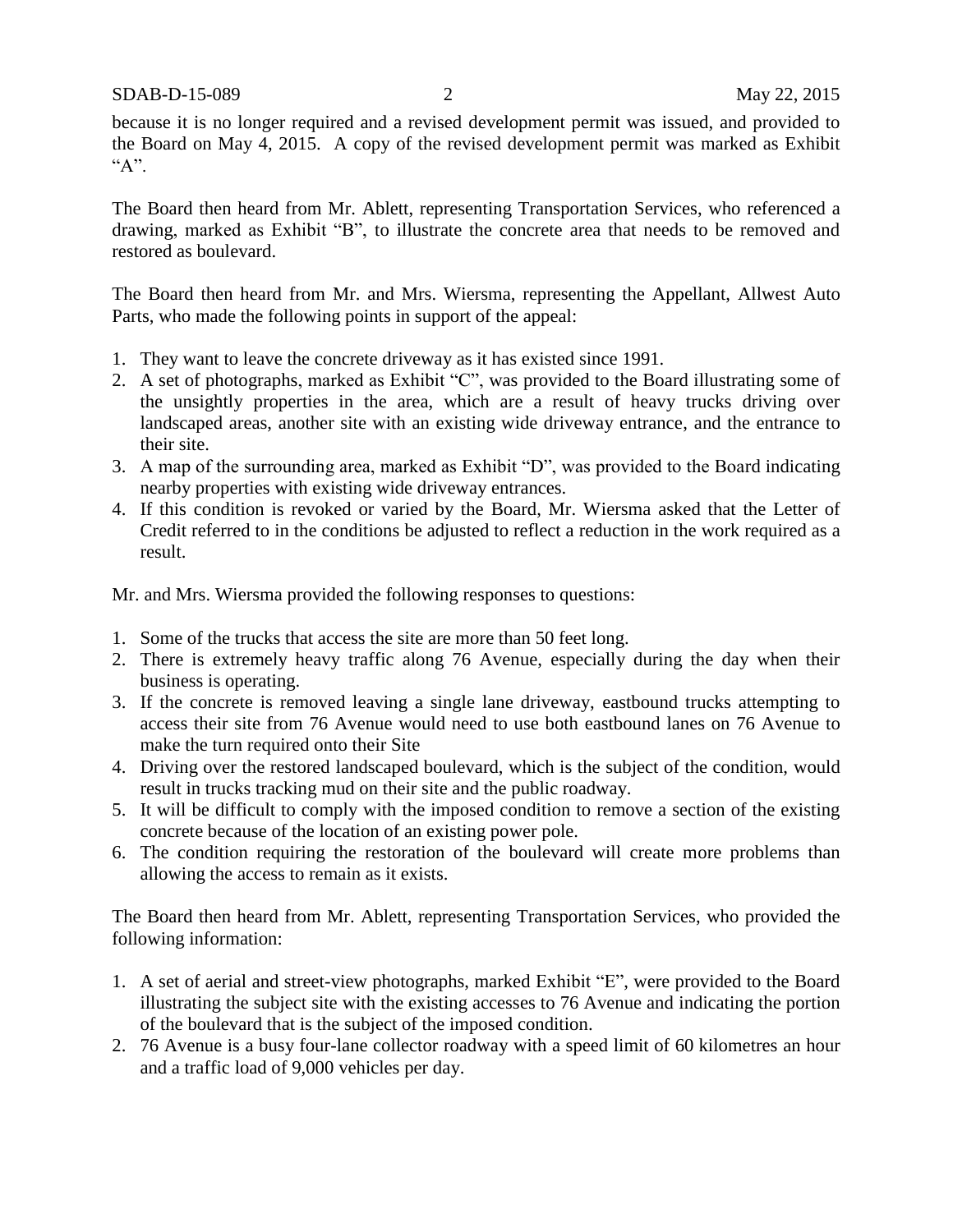because it is no longer required and a revised development permit was issued, and provided to the Board on May 4, 2015. A copy of the revised development permit was marked as Exhibit "A".

The Board then heard from Mr. Ablett, representing Transportation Services, who referenced a drawing, marked as Exhibit "B", to illustrate the concrete area that needs to be removed and restored as boulevard.

The Board then heard from Mr. and Mrs. Wiersma, representing the Appellant, Allwest Auto Parts, who made the following points in support of the appeal:

1. They want to leave the concrete driveway as it has existed since 1991.
2. A set of photographs, marked as Exhibit "C", was provided to the Board illustrating some of the unsightly properties in the area, which are a result of heavy trucks driving over landscaped areas, another site with an existing wide driveway entrance, and the entrance to their site.
3. A map of the surrounding area, marked as Exhibit "D", was provided to the Board indicating nearby properties with existing wide driveway entrances.
4. If this condition is revoked or varied by the Board, Mr. Wiersma asked that the Letter of Credit referred to in the conditions be adjusted to reflect a reduction in the work required as a result.

Mr. and Mrs. Wiersma provided the following responses to questions:

1. Some of the trucks that access the site are more than 50 feet long.
2. There is extremely heavy traffic along 76 Avenue, especially during the day when their business is operating.
3. If the concrete is removed leaving a single lane driveway, eastbound trucks attempting to access their site from 76 Avenue would need to use both eastbound lanes on 76 Avenue to make the turn required onto their Site
4. Driving over the restored landscaped boulevard, which is the subject of the condition, would result in trucks tracking mud on their site and the public roadway.
5. It will be difficult to comply with the imposed condition to remove a section of the existing concrete because of the location of an existing power pole.
6. The condition requiring the restoration of the boulevard will create more problems than allowing the access to remain as it exists.

The Board then heard from Mr. Ablett, representing Transportation Services, who provided the following information:

1. A set of aerial and street-view photographs, marked Exhibit "E", were provided to the Board illustrating the subject site with the existing accesses to 76 Avenue and indicating the portion of the boulevard that is the subject of the imposed condition.
2. 76 Avenue is a busy four-lane collector roadway with a speed limit of 60 kilometres an hour and a traffic load of 9,000 vehicles per day.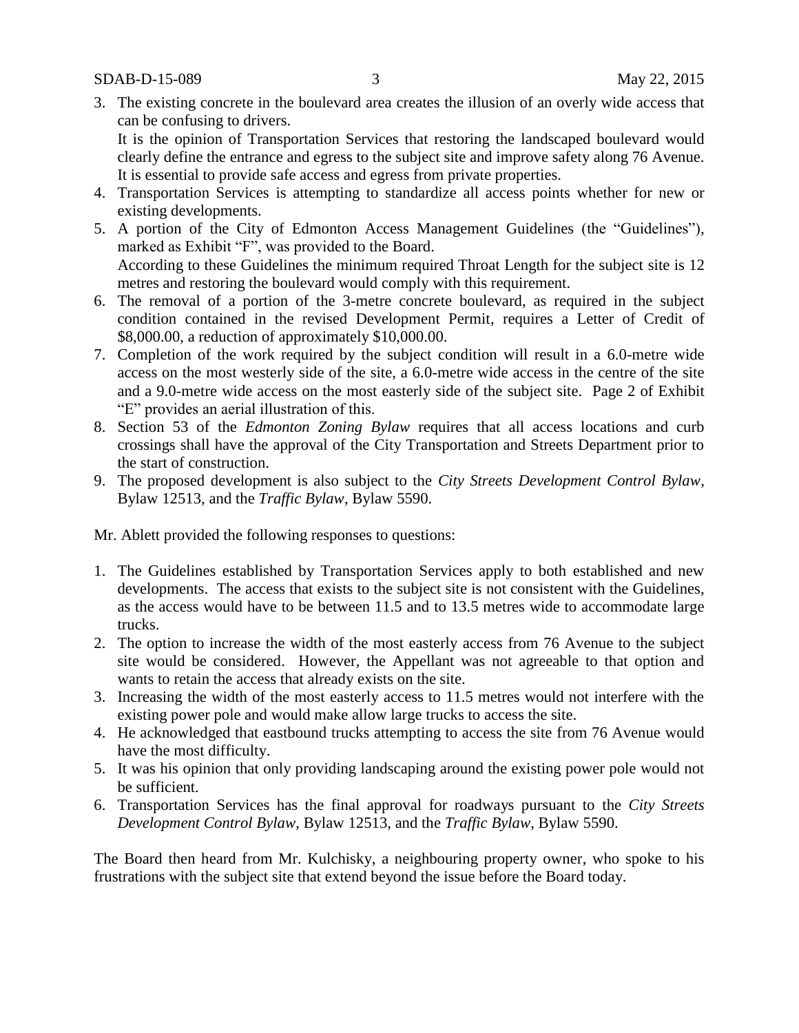3. The existing concrete in the boulevard area creates the illusion of an overly wide access that can be confusing to drivers.

   It is the opinion of Transportation Services that restoring the landscaped boulevard would clearly define the entrance and egress to the subject site and improve safety along 76 Avenue. It is essential to provide safe access and egress from private properties.
4. Transportation Services is attempting to standardize all access points whether for new or existing developments.
5. A portion of the City of Edmonton Access Management Guidelines (the "Guidelines"), marked as Exhibit "F", was provided to the Board.

   According to these Guidelines the minimum required Throat Length for the subject site is 12 metres and restoring the boulevard would comply with this requirement.
6. The removal of a portion of the 3-metre concrete boulevard, as required in the subject condition contained in the revised Development Permit, requires a Letter of Credit of $8,000.00, a reduction of approximately $10,000.00.
7. Completion of the work required by the subject condition will result in a 6.0-metre wide access on the most westerly side of the site, a 6.0-metre wide access in the centre of the site and a 9.0-metre wide access on the most easterly side of the subject site. Page 2 of Exhibit "E" provides an aerial illustration of this.
8. Section 53 of the *Edmonton Zoning Bylaw* requires that all access locations and curb crossings shall have the approval of the City Transportation and Streets Department prior to the start of construction.
9. The proposed development is also subject to the *City Streets Development Control Bylaw*, Bylaw 12513, and the *Traffic Bylaw*, Bylaw 5590.

Mr. Ablett provided the following responses to questions:

1. The Guidelines established by Transportation Services apply to both established and new developments. The access that exists to the subject site is not consistent with the Guidelines, as the access would have to be between 11.5 and to 13.5 metres wide to accommodate large trucks.
2. The option to increase the width of the most easterly access from 76 Avenue to the subject site would be considered. However, the Appellant was not agreeable to that option and wants to retain the access that already exists on the site.
3. Increasing the width of the most easterly access to 11.5 metres would not interfere with the existing power pole and would make allow large trucks to access the site.
4. He acknowledged that eastbound trucks attempting to access the site from 76 Avenue would have the most difficulty.
5. It was his opinion that only providing landscaping around the existing power pole would not be sufficient.
6. Transportation Services has the final approval for roadways pursuant to the *City Streets Development Control Bylaw*, Bylaw 12513, and the *Traffic Bylaw*, Bylaw 5590.

The Board then heard from Mr. Kulchisky, a neighbouring property owner, who spoke to his frustrations with the subject site that extend beyond the issue before the Board today.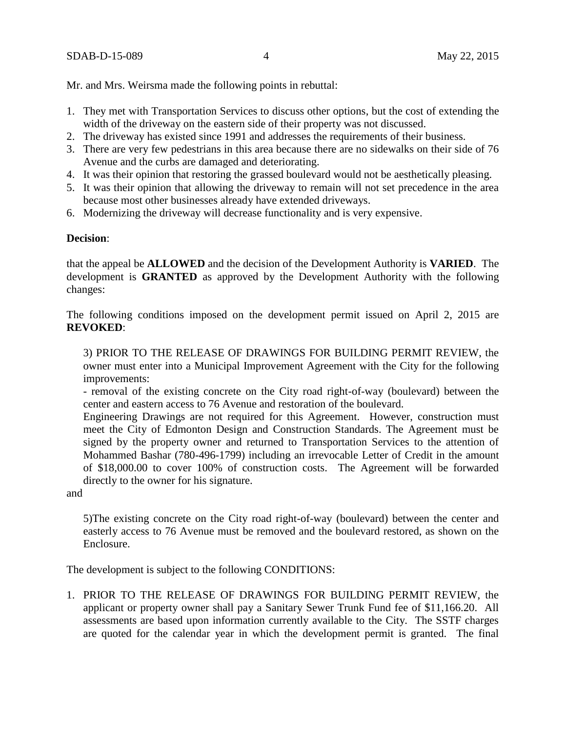Mr. and Mrs. Weirsma made the following points in rebuttal:

1. They met with Transportation Services to discuss other options, but the cost of extending the width of the driveway on the eastern side of their property was not discussed.
2. The driveway has existed since 1991 and addresses the requirements of their business.
3. There are very few pedestrians in this area because there are no sidewalks on their side of 76 Avenue and the curbs are damaged and deteriorating.
4. It was their opinion that restoring the grassed boulevard would not be aesthetically pleasing.
5. It was their opinion that allowing the driveway to remain will not set precedence in the area because most other businesses already have extended driveways.
6. Modernizing the driveway will decrease functionality and is very expensive.

**Decision**:

that the appeal be **ALLOWED** and the decision of the Development Authority is **VARIED**. The development is **GRANTED** as approved by the Development Authority with the following changes:

The following conditions imposed on the development permit issued on April 2, 2015 are **REVOKED**:

> 3) PRIOR TO THE RELEASE OF DRAWINGS FOR BUILDING PERMIT REVIEW, the owner must enter into a Municipal Improvement Agreement with the City for the following improvements:
> - removal of the existing concrete on the City road right-of-way (boulevard) between the center and eastern access to 76 Avenue and restoration of the boulevard.
>
> Engineering Drawings are not required for this Agreement. However, construction must meet the City of Edmonton Design and Construction Standards. The Agreement must be signed by the property owner and returned to Transportation Services to the attention of Mohammed Bashar (780-496-1799) including an irrevocable Letter of Credit in the amount of $18,000.00 to cover 100% of construction costs. The Agreement will be forwarded directly to the owner for his signature.

and

> 5)The existing concrete on the City road right-of-way (boulevard) between the center and easterly access to 76 Avenue must be removed and the boulevard restored, as shown on the Enclosure.

The development is subject to the following CONDITIONS:

1. PRIOR TO THE RELEASE OF DRAWINGS FOR BUILDING PERMIT REVIEW, the applicant or property owner shall pay a Sanitary Sewer Trunk Fund fee of $11,166.20. All assessments are based upon information currently available to the City. The SSTF charges are quoted for the calendar year in which the development permit is granted. The final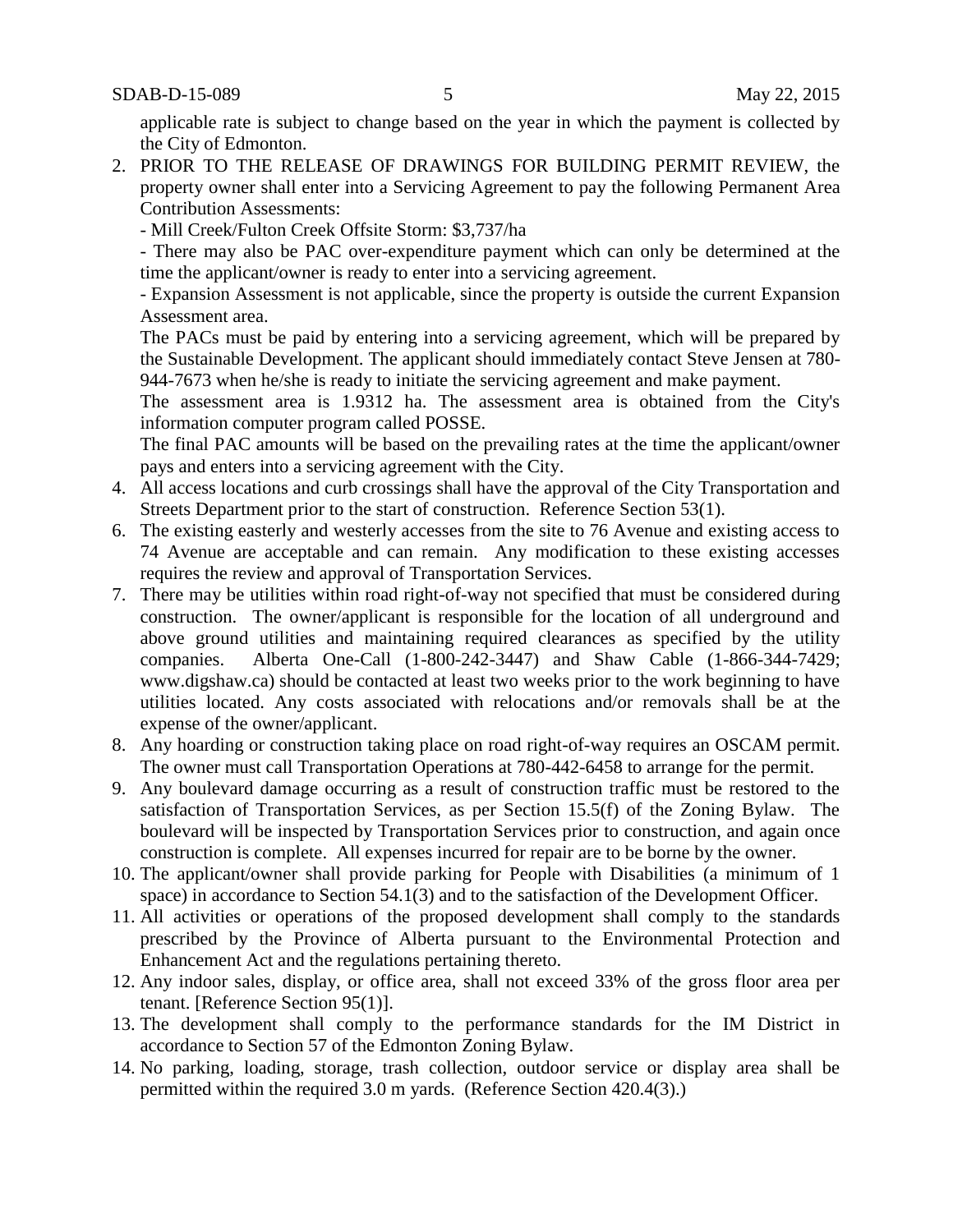applicable rate is subject to change based on the year in which the payment is collected by the City of Edmonton.

2. PRIOR TO THE RELEASE OF DRAWINGS FOR BUILDING PERMIT REVIEW, the property owner shall enter into a Servicing Agreement to pay the following Permanent Area Contribution Assessments:

   - Mill Creek/Fulton Creek Offsite Storm: $3,737/ha

   - There may also be PAC over-expenditure payment which can only be determined at the time the applicant/owner is ready to enter into a servicing agreement.

   - Expansion Assessment is not applicable, since the property is outside the current Expansion Assessment area.

   The PACs must be paid by entering into a servicing agreement, which will be prepared by the Sustainable Development. The applicant should immediately contact Steve Jensen at 780-944-7673 when he/she is ready to initiate the servicing agreement and make payment.

   The assessment area is 1.9312 ha. The assessment area is obtained from the City's information computer program called POSSE.

   The final PAC amounts will be based on the prevailing rates at the time the applicant/owner pays and enters into a servicing agreement with the City.

4. All access locations and curb crossings shall have the approval of the City Transportation and Streets Department prior to the start of construction. Reference Section 53(1).

6. The existing easterly and westerly accesses from the site to 76 Avenue and existing access to 74 Avenue are acceptable and can remain. Any modification to these existing accesses requires the review and approval of Transportation Services.

7. There may be utilities within road right-of-way not specified that must be considered during construction. The owner/applicant is responsible for the location of all underground and above ground utilities and maintaining required clearances as specified by the utility companies. Alberta One-Call (1-800-242-3447) and Shaw Cable (1-866-344-7429; www.digshaw.ca) should be contacted at least two weeks prior to the work beginning to have utilities located. Any costs associated with relocations and/or removals shall be at the expense of the owner/applicant.

8. Any hoarding or construction taking place on road right-of-way requires an OSCAM permit. The owner must call Transportation Operations at 780-442-6458 to arrange for the permit.

9. Any boulevard damage occurring as a result of construction traffic must be restored to the satisfaction of Transportation Services, as per Section 15.5(f) of the Zoning Bylaw. The boulevard will be inspected by Transportation Services prior to construction, and again once construction is complete. All expenses incurred for repair are to be borne by the owner.

10. The applicant/owner shall provide parking for People with Disabilities (a minimum of 1 space) in accordance to Section 54.1(3) and to the satisfaction of the Development Officer.

11. All activities or operations of the proposed development shall comply to the standards prescribed by the Province of Alberta pursuant to the Environmental Protection and Enhancement Act and the regulations pertaining thereto.

12. Any indoor sales, display, or office area, shall not exceed 33% of the gross floor area per tenant. [Reference Section 95(1)].

13. The development shall comply to the performance standards for the IM District in accordance to Section 57 of the Edmonton Zoning Bylaw.

14. No parking, loading, storage, trash collection, outdoor service or display area shall be permitted within the required 3.0 m yards. (Reference Section 420.4(3).)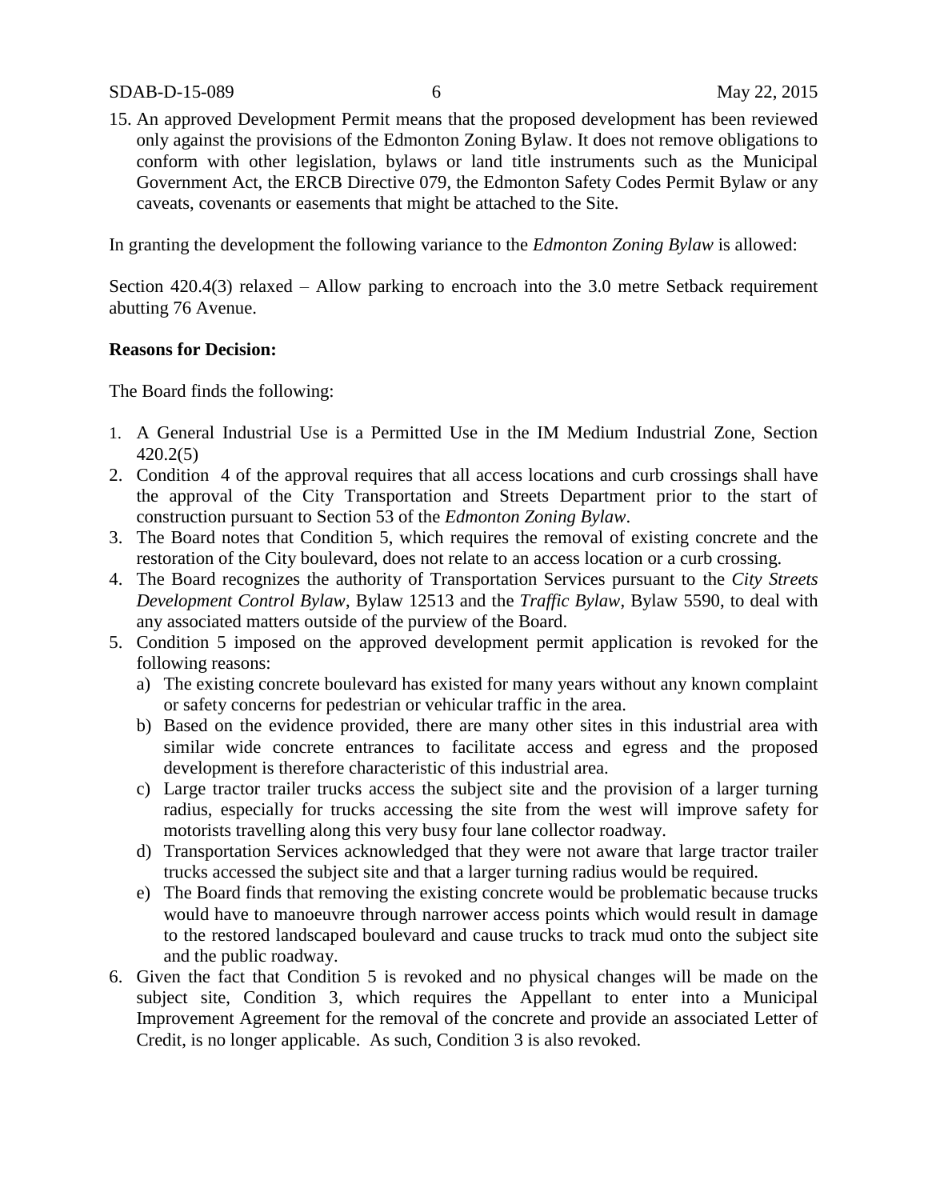15. An approved Development Permit means that the proposed development has been reviewed only against the provisions of the Edmonton Zoning Bylaw. It does not remove obligations to conform with other legislation, bylaws or land title instruments such as the Municipal Government Act, the ERCB Directive 079, the Edmonton Safety Codes Permit Bylaw or any caveats, covenants or easements that might be attached to the Site.

In granting the development the following variance to the *Edmonton Zoning Bylaw* is allowed:

Section 420.4(3) relaxed – Allow parking to encroach into the 3.0 metre Setback requirement abutting 76 Avenue.

**Reasons for Decision:**

The Board finds the following:

1. A General Industrial Use is a Permitted Use in the IM Medium Industrial Zone, Section 420.2(5)
2. Condition 4 of the approval requires that all access locations and curb crossings shall have the approval of the City Transportation and Streets Department prior to the start of construction pursuant to Section 53 of the *Edmonton Zoning Bylaw*.
3. The Board notes that Condition 5, which requires the removal of existing concrete and the restoration of the City boulevard, does not relate to an access location or a curb crossing.
4. The Board recognizes the authority of Transportation Services pursuant to the *City Streets Development Control Bylaw*, Bylaw 12513 and the *Traffic Bylaw*, Bylaw 5590, to deal with any associated matters outside of the purview of the Board.
5. Condition 5 imposed on the approved development permit application is revoked for the following reasons:
   a) The existing concrete boulevard has existed for many years without any known complaint or safety concerns for pedestrian or vehicular traffic in the area.
   b) Based on the evidence provided, there are many other sites in this industrial area with similar wide concrete entrances to facilitate access and egress and the proposed development is therefore characteristic of this industrial area.
   c) Large tractor trailer trucks access the subject site and the provision of a larger turning radius, especially for trucks accessing the site from the west will improve safety for motorists travelling along this very busy four lane collector roadway.
   d) Transportation Services acknowledged that they were not aware that large tractor trailer trucks accessed the subject site and that a larger turning radius would be required.
   e) The Board finds that removing the existing concrete would be problematic because trucks would have to manoeuvre through narrower access points which would result in damage to the restored landscaped boulevard and cause trucks to track mud onto the subject site and the public roadway.
6. Given the fact that Condition 5 is revoked and no physical changes will be made on the subject site, Condition 3, which requires the Appellant to enter into a Municipal Improvement Agreement for the removal of the concrete and provide an associated Letter of Credit, is no longer applicable. As such, Condition 3 is also revoked.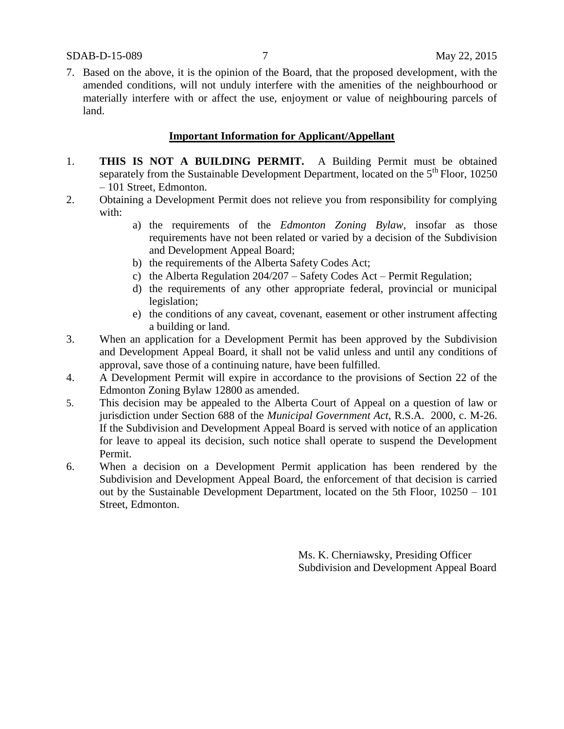7. Based on the above, it is the opinion of the Board, that the proposed development, with the amended conditions, will not unduly interfere with the amenities of the neighbourhood or materially interfere with or affect the use, enjoyment or value of neighbouring parcels of land.

**Important Information for Applicant/Appellant**

1. **THIS IS NOT A BUILDING PERMIT.** A Building Permit must be obtained separately from the Sustainable Development Department, located on the 5th Floor, 10250 – 101 Street, Edmonton.
2. Obtaining a Development Permit does not relieve you from responsibility for complying with:
   a) the requirements of the *Edmonton Zoning Bylaw*, insofar as those requirements have not been related or varied by a decision of the Subdivision and Development Appeal Board;
   b) the requirements of the Alberta Safety Codes Act;
   c) the Alberta Regulation 204/207 – Safety Codes Act – Permit Regulation;
   d) the requirements of any other appropriate federal, provincial or municipal legislation;
   e) the conditions of any caveat, covenant, easement or other instrument affecting a building or land.
3. When an application for a Development Permit has been approved by the Subdivision and Development Appeal Board, it shall not be valid unless and until any conditions of approval, save those of a continuing nature, have been fulfilled.
4. A Development Permit will expire in accordance to the provisions of Section 22 of the Edmonton Zoning Bylaw 12800 as amended.
5. This decision may be appealed to the Alberta Court of Appeal on a question of law or jurisdiction under Section 688 of the *Municipal Government Act*, R.S.A. 2000, c. M-26. If the Subdivision and Development Appeal Board is served with notice of an application for leave to appeal its decision, such notice shall operate to suspend the Development Permit.
6. When a decision on a Development Permit application has been rendered by the Subdivision and Development Appeal Board, the enforcement of that decision is carried out by the Sustainable Development Department, located on the 5th Floor, 10250 – 101 Street, Edmonton.

Ms. K. Cherniawsky, Presiding Officer
Subdivision and Development Appeal Board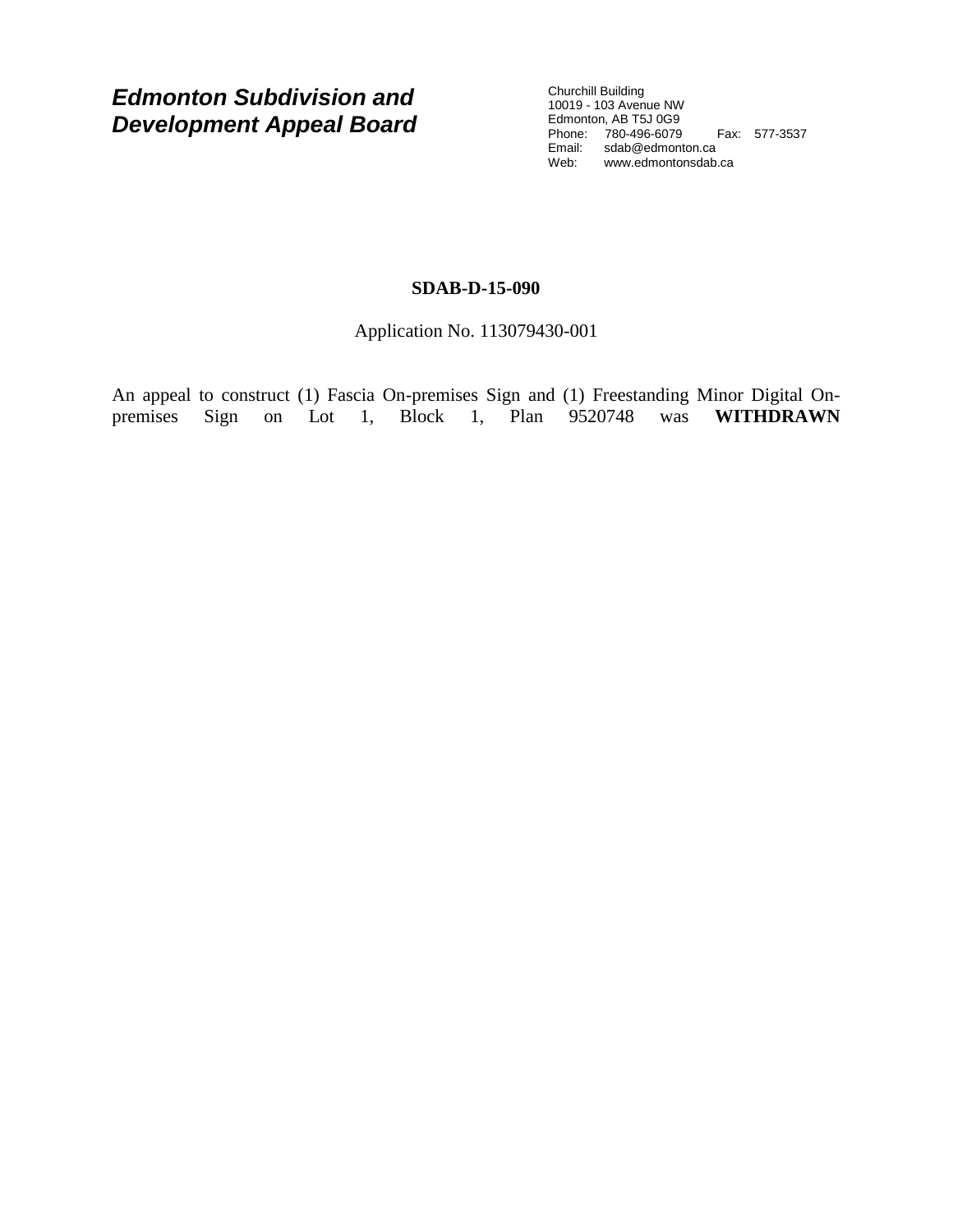***Edmonton Subdivision and Development Appeal Board***

Churchill Building
10019 - 103 Avenue NW
Edmonton, AB T5J 0G9
Phone: 780-496-6079 Fax: 577-3537
Email: sdab@edmonton.ca
Web: www.edmontonsdab.ca

**SDAB-D-15-090**

Application No. 113079430-001

An appeal to construct (1) Fascia On-premises Sign and (1) Freestanding Minor Digital On-premises Sign on Lot 1, Block 1, Plan 9520748 was **WITHDRAWN**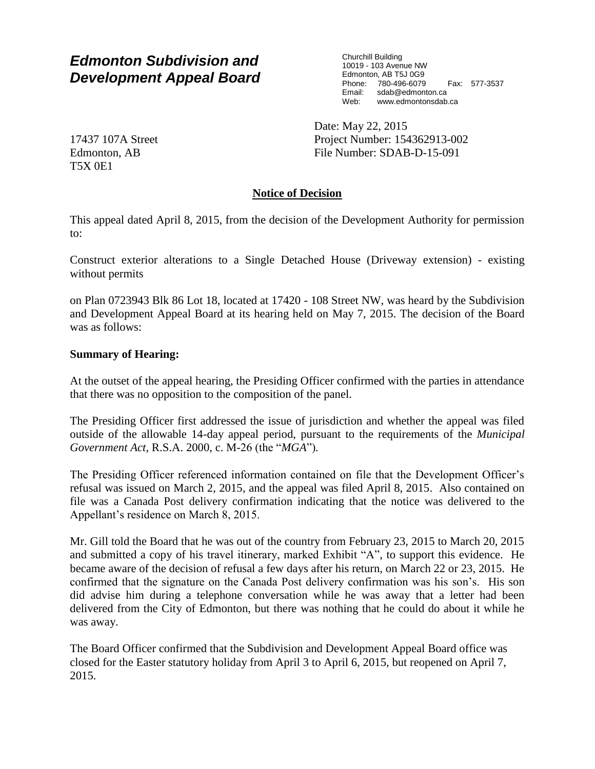# *Edmonton Subdivision and Development Appeal Board*

Churchill Building
10019 - 103 Avenue NW
Edmonton, AB T5J 0G9
Phone: 780-496-6079 Fax: 577-3537
Email: sdab@edmonton.ca
Web: www.edmontonsdab.ca

17437 107A Street
Edmonton, AB
T5X 0E1

Date: May 22, 2015
Project Number: 154362913-002
File Number: SDAB-D-15-091

## **Notice of Decision**

This appeal dated April 8, 2015, from the decision of the Development Authority for permission to:

Construct exterior alterations to a Single Detached House (Driveway extension) - existing without permits

on Plan 0723943 Blk 86 Lot 18, located at 17420 - 108 Street NW, was heard by the Subdivision and Development Appeal Board at its hearing held on May 7, 2015. The decision of the Board was as follows:

**Summary of Hearing:**

At the outset of the appeal hearing, the Presiding Officer confirmed with the parties in attendance that there was no opposition to the composition of the panel.

The Presiding Officer first addressed the issue of jurisdiction and whether the appeal was filed outside of the allowable 14-day appeal period, pursuant to the requirements of the *Municipal Government Act*, R.S.A. 2000, c. M-26 (the "*MGA*").

The Presiding Officer referenced information contained on file that the Development Officer's refusal was issued on March 2, 2015, and the appeal was filed April 8, 2015. Also contained on file was a Canada Post delivery confirmation indicating that the notice was delivered to the Appellant's residence on March 8, 2015.

Mr. Gill told the Board that he was out of the country from February 23, 2015 to March 20, 2015 and submitted a copy of his travel itinerary, marked Exhibit "A", to support this evidence. He became aware of the decision of refusal a few days after his return, on March 22 or 23, 2015. He confirmed that the signature on the Canada Post delivery confirmation was his son's. His son did advise him during a telephone conversation while he was away that a letter had been delivered from the City of Edmonton, but there was nothing that he could do about it while he was away.

The Board Officer confirmed that the Subdivision and Development Appeal Board office was closed for the Easter statutory holiday from April 3 to April 6, 2015, but reopened on April 7, 2015.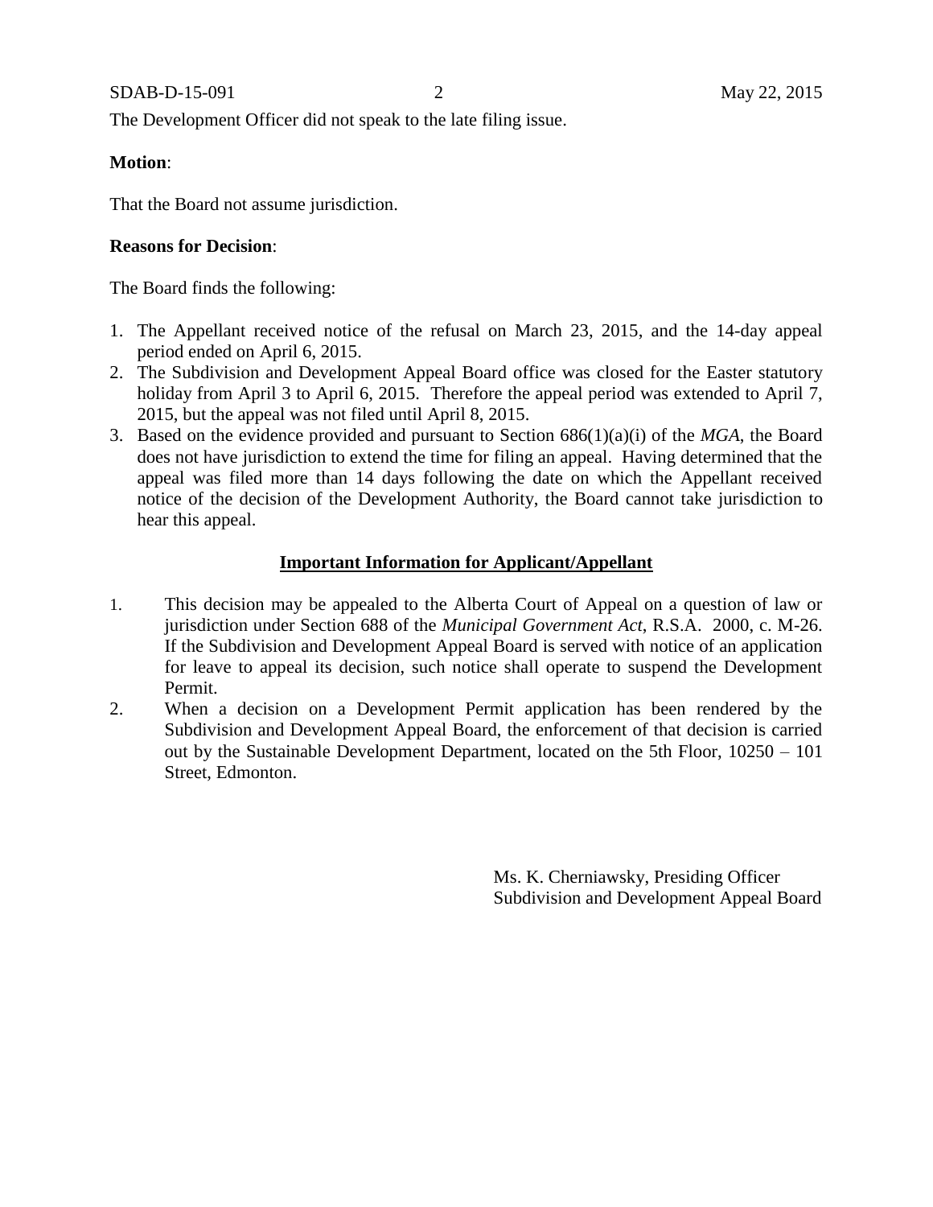The Development Officer did not speak to the late filing issue.

**Motion**:

That the Board not assume jurisdiction.

**Reasons for Decision**:

The Board finds the following:

1. The Appellant received notice of the refusal on March 23, 2015, and the 14-day appeal period ended on April 6, 2015.
2. The Subdivision and Development Appeal Board office was closed for the Easter statutory holiday from April 3 to April 6, 2015. Therefore the appeal period was extended to April 7, 2015, but the appeal was not filed until April 8, 2015.
3. Based on the evidence provided and pursuant to Section 686(1)(a)(i) of the *MGA*, the Board does not have jurisdiction to extend the time for filing an appeal. Having determined that the appeal was filed more than 14 days following the date on which the Appellant received notice of the decision of the Development Authority, the Board cannot take jurisdiction to hear this appeal.

## Important Information for Applicant/Appellant

1. This decision may be appealed to the Alberta Court of Appeal on a question of law or jurisdiction under Section 688 of the *Municipal Government Act*, R.S.A. 2000, c. M-26. If the Subdivision and Development Appeal Board is served with notice of an application for leave to appeal its decision, such notice shall operate to suspend the Development Permit.
2. When a decision on a Development Permit application has been rendered by the Subdivision and Development Appeal Board, the enforcement of that decision is carried out by the Sustainable Development Department, located on the 5th Floor, 10250 – 101 Street, Edmonton.

Ms. K. Cherniawsky, Presiding Officer
Subdivision and Development Appeal Board